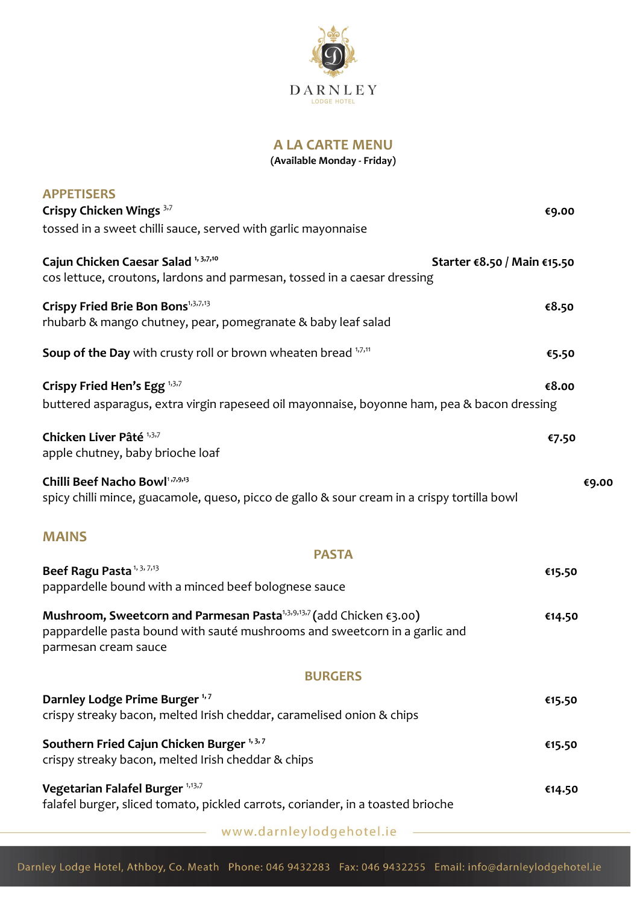DARNLEY
LODGE HOTEL

# A LA CARTE MENU

**(Available Monday - Friday)**

## APPETISERS

**Crispy Chicken Wings** [3,7] **€9.00**
tossed in a sweet chilli sauce, served with garlic mayonnaise

**Cajun Chicken Caesar Salad** [1,3,7,10] **Starter €8.50 / Main €15.50**
cos lettuce, croutons, lardons and parmesan, tossed in a caesar dressing

**Crispy Fried Brie Bon Bons**[1,3,7,13] **€8.50**
rhubarb & mango chutney, pear, pomegranate & baby leaf salad

**Soup of the Day** with crusty roll or brown wheaten bread [1,7,11] **€5.50**

**Crispy Fried Hen's Egg** [1,3,7] **€8.00**
buttered asparagus, extra virgin rapeseed oil mayonnaise, boyonne ham, pea & bacon dressing

**Chicken Liver Pâté** [1,3,7] **€7.50**
apple chutney, baby brioche loaf

**Chilli Beef Nacho Bowl**[1,7,9,13] **€9.00**
spicy chilli mince, guacamole, queso, picco de gallo & sour cream in a crispy tortilla bowl

## MAINS

### PASTA

**Beef Ragu Pasta** [1,3,7,13] **€15.50**
pappardelle bound with a minced beef bolognese sauce

**Mushroom, Sweetcorn and Parmesan Pasta**[1,3,9,13,7] (add Chicken €3.00) **€14.50**
pappardelle pasta bound with sauté mushrooms and sweetcorn in a garlic and parmesan cream sauce

### BURGERS

**Darnley Lodge Prime Burger** [1,7] **€15.50**
crispy streaky bacon, melted Irish cheddar, caramelised onion & chips

**Southern Fried Cajun Chicken Burger** [1,3,7] **€15.50**
crispy streaky bacon, melted Irish cheddar & chips

**Vegetarian Falafel Burger** [1,13,7] **€14.50**
falafel burger, sliced tomato, pickled carrots, coriander, in a toasted brioche

www.darnleylodgehotel.ie

Darnley Lodge Hotel, Athboy, Co. Meath Phone: 046 9432283 Fax: 046 9432255 Email: info@darnleylodgehotel.ie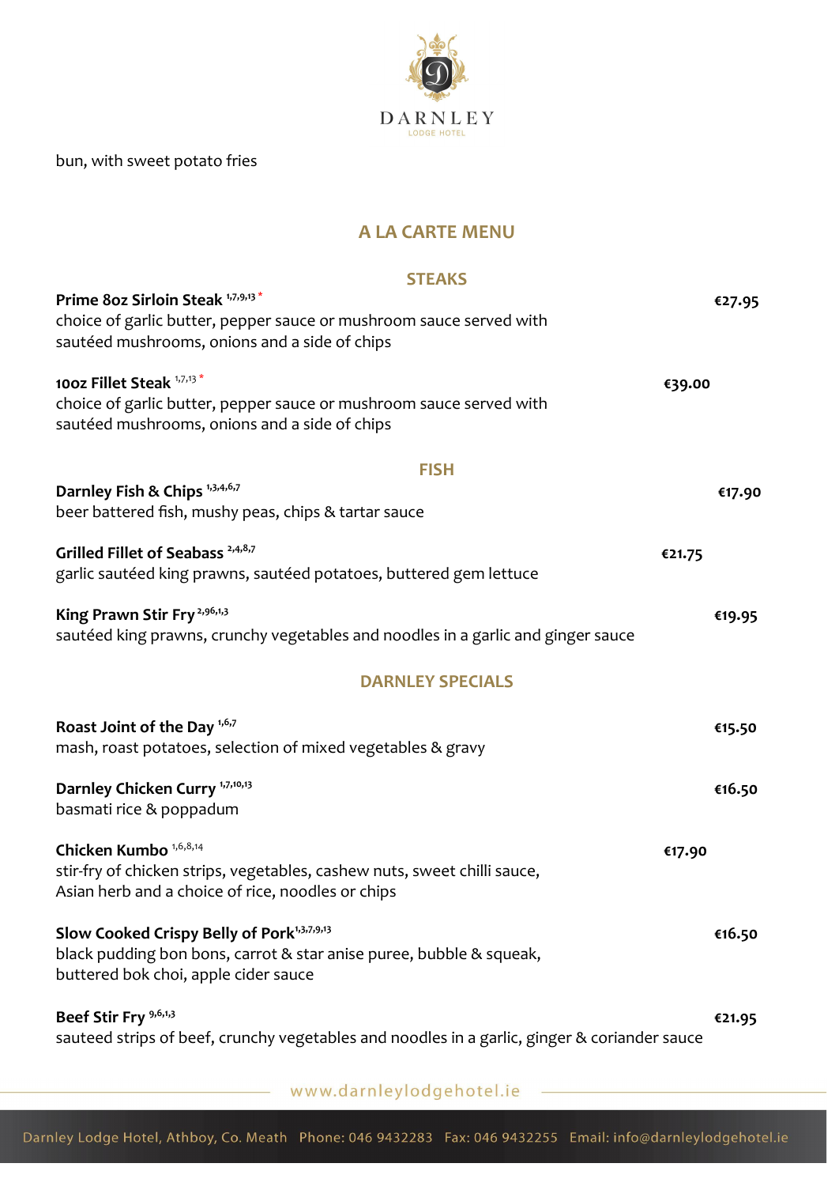bun, with sweet potato fries

## A LA CARTE MENU

### STEAKS

**Prime 8oz Sirloin Steak** [1,7,9,13] * **€27.95**
choice of garlic butter, pepper sauce or mushroom sauce served with sautéed mushrooms, onions and a side of chips

**10oz Fillet Steak** [1,7,13] * **€39.00**
choice of garlic butter, pepper sauce or mushroom sauce served with sautéed mushrooms, onions and a side of chips

### FISH

**Darnley Fish & Chips** [1,3,4,6,7] **€17.90**
beer battered fish, mushy peas, chips & tartar sauce

**Grilled Fillet of Seabass** [2,4,8,7] **€21.75**
garlic sautéed king prawns, sautéed potatoes, buttered gem lettuce

**King Prawn Stir Fry** [2,96,1,3] **€19.95**
sautéed king prawns, crunchy vegetables and noodles in a garlic and ginger sauce

### DARNLEY SPECIALS

**Roast Joint of the Day** [1,6,7] **€15.50**
mash, roast potatoes, selection of mixed vegetables & gravy

**Darnley Chicken Curry** [1,7,10,13] **€16.50**
basmati rice & poppadum

**Chicken Kumbo** [1,6,8,14] **€17.90**
stir-fry of chicken strips, vegetables, cashew nuts, sweet chilli sauce, Asian herb and a choice of rice, noodles or chips

**Slow Cooked Crispy Belly of Pork** [1,3,7,9,13] **€16.50**
black pudding bon bons, carrot & star anise puree, bubble & squeak, buttered bok choi, apple cider sauce

**Beef Stir Fry** [9,6,1,3] **€21.95**
sauteed strips of beef, crunchy vegetables and noodles in a garlic, ginger & coriander sauce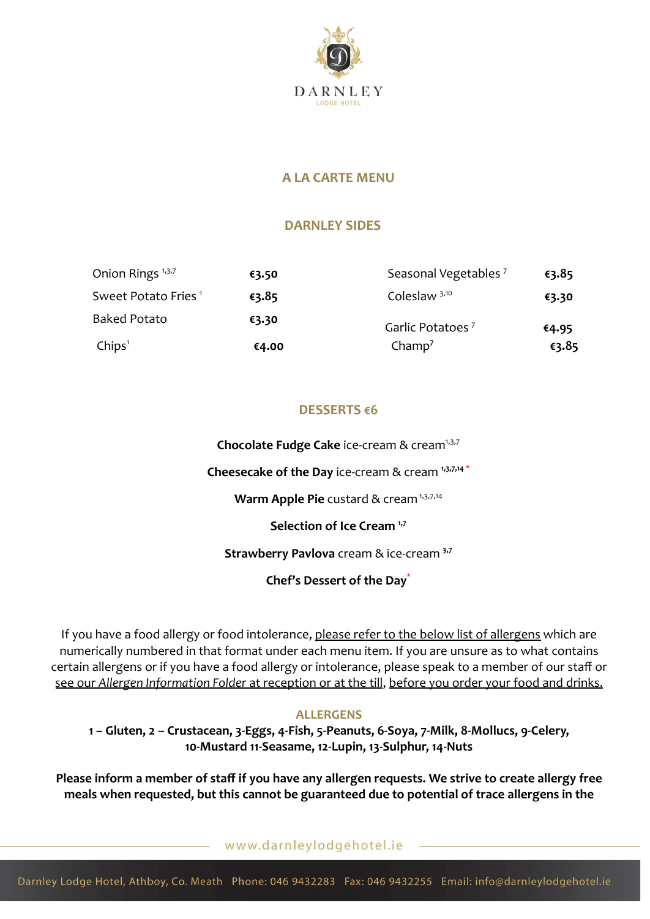DARNLEY
LODGE HOTEL

## A LA CARTE MENU

### DARNLEY SIDES

| | | | |
|---|---|---|---|
| Onion Rings [1,3,7] | €3.50 | Seasonal Vegetables [7] | €3.85 |
| Sweet Potato Fries [1] | €3.85 | Coleslaw [3,10] | €3.30 |
| Baked Potato | €3.30 | Garlic Potatoes [7] | €4.95 |
| Chips[1] | €4.00 | Champ[7] | €3.85 |

### DESSERTS €6

**Chocolate Fudge Cake** ice-cream & cream[1,3,7]

**Cheesecake of the Day** ice-cream & cream [1,3,7,14] *

**Warm Apple Pie** custard & cream [1,3,7,14]

**Selection of Ice Cream** [1,7]

**Strawberry Pavlova** cream & ice-cream [3,7]

**Chef's Dessert of the Day***

If you have a food allergy or food intolerance, please refer to the below list of allergens which are numerically numbered in that format under each menu item. If you are unsure as to what contains certain allergens or if you have a food allergy or intolerance, please speak to a member of our staff or see our *Allergen Information Folder* at reception or at the till, before you order your food and drinks.

### ALLERGENS

**1 – Gluten, 2 – Crustacean, 3-Eggs, 4-Fish, 5-Peanuts, 6-Soya, 7-Milk, 8-Mollucs, 9-Celery, 10-Mustard 11-Seasame, 12-Lupin, 13-Sulphur, 14-Nuts**

**Please inform a member of staff if you have any allergen requests. We strive to create allergy free meals when requested, but this cannot be guaranteed due to potential of trace allergens in the**

www.darnleylodgehotel.ie

Darnley Lodge Hotel, Athboy, Co. Meath Phone: 046 9432283 Fax: 046 9432255 Email: info@darnleylodgehotel.ie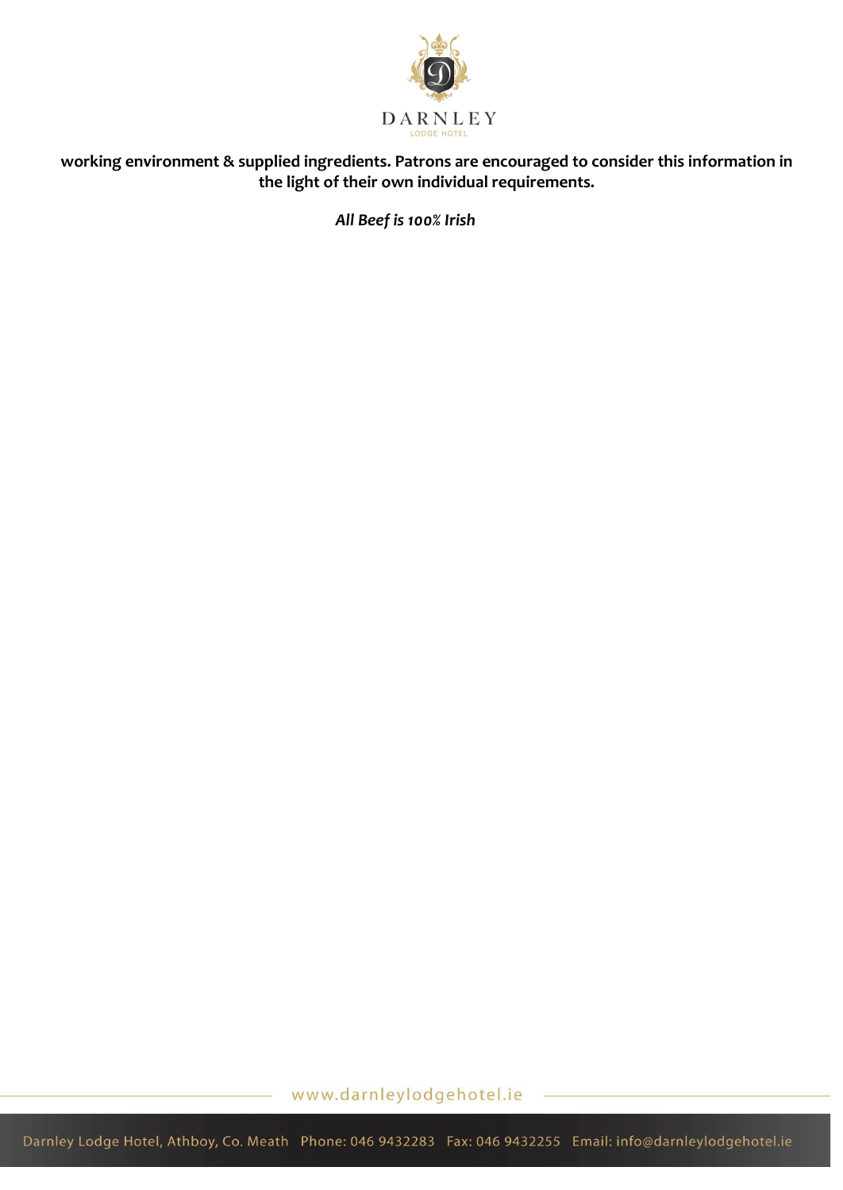**working environment & supplied ingredients. Patrons are encouraged to consider this information in the light of their own individual requirements.**

***All Beef is 100% Irish***